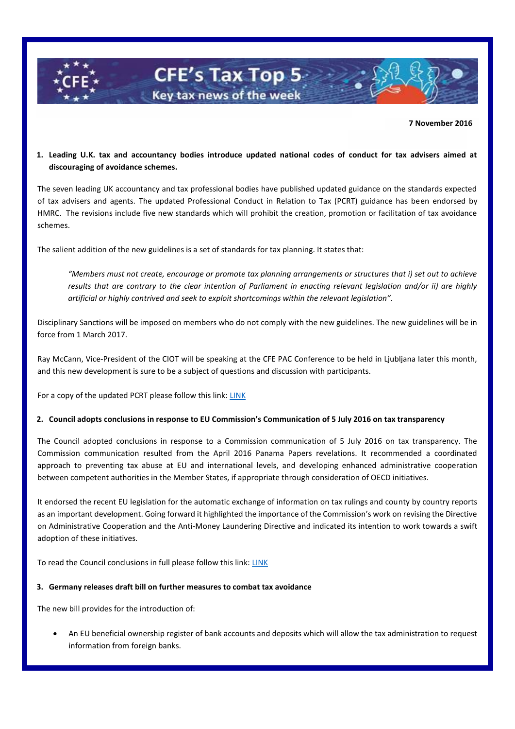# CFE's Tax Top 5

**Key tax news of the week**

**7 November 2016**

**1. Leading U.K. tax and accountancy bodies introduce updated national codes of conduct for tax advisers aimed at discouraging of avoidance schemes.**

The seven leading UK accountancy and tax professional bodies have published updated guidance on the standards expected of tax advisers and agents. The updated Professional Conduct in Relation to Tax (PCRT) guidance has been endorsed by HMRC. The revisions include five new standards which will prohibit the creation, promotion or facilitation of tax avoidance schemes.

The salient addition of the new guidelines is a set of standards for tax planning. It states that:

> *"Members must not create, encourage or promote tax planning arrangements or structures that i) set out to achieve results that are contrary to the clear intention of Parliament in enacting relevant legislation and/or ii) are highly artificial or highly contrived and seek to exploit shortcomings within the relevant legislation".*

Disciplinary Sanctions will be imposed on members who do not comply with the new guidelines. The new guidelines will be in force from 1 March 2017.

Ray McCann, Vice-President of the CIOT will be speaking at the CFE PAC Conference to be held in Ljubljana later this month, and this new development is sure to be a subject of questions and discussion with participants.

For a copy of the updated PCRT please follow this link: LINK

**2. Council adopts conclusions in response to EU Commission's Communication of 5 July 2016 on tax transparency**

The Council adopted conclusions in response to a Commission communication of 5 July 2016 on tax transparency. The Commission communication resulted from the April 2016 Panama Papers revelations. It recommended a coordinated approach to preventing tax abuse at EU and international levels, and developing enhanced administrative cooperation between competent authorities in the Member States, if appropriate through consideration of OECD initiatives.

It endorsed the recent EU legislation for the automatic exchange of information on tax rulings and county by country reports as an important development. Going forward it highlighted the importance of the Commission's work on revising the Directive on Administrative Cooperation and the Anti-Money Laundering Directive and indicated its intention to work towards a swift adoption of these initiatives.

To read the Council conclusions in full please follow this link: LINK

**3. Germany releases draft bill on further measures to combat tax avoidance**

The new bill provides for the introduction of:

- An EU beneficial ownership register of bank accounts and deposits which will allow the tax administration to request information from foreign banks.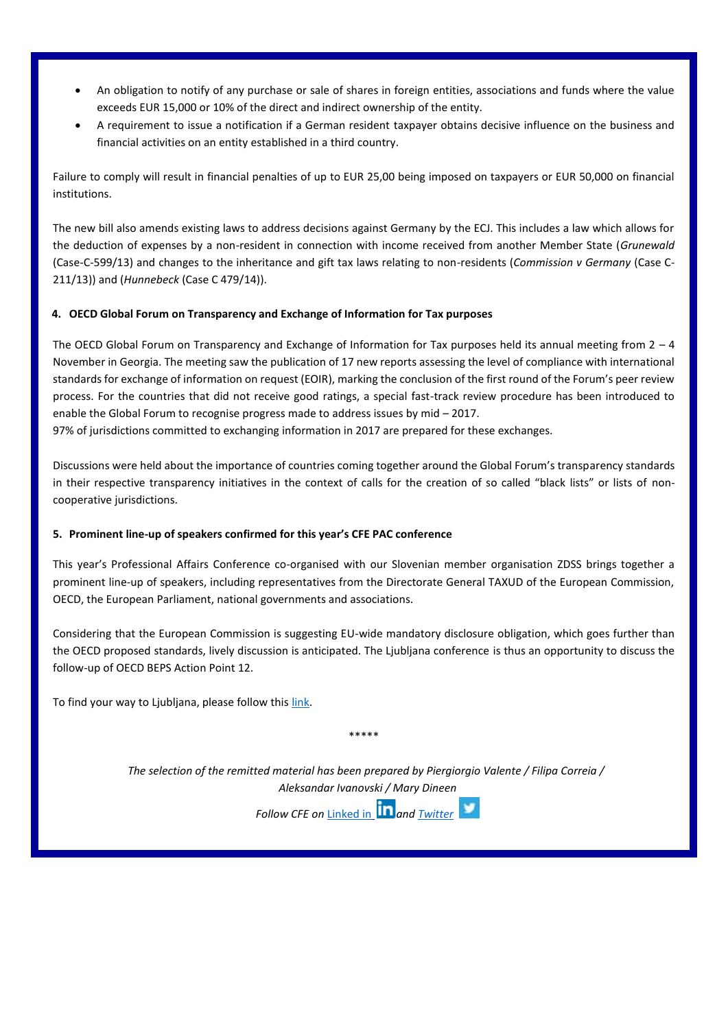- An obligation to notify of any purchase or sale of shares in foreign entities, associations and funds where the value exceeds EUR 15,000 or 10% of the direct and indirect ownership of the entity.
- A requirement to issue a notification if a German resident taxpayer obtains decisive influence on the business and financial activities on an entity established in a third country.

Failure to comply will result in financial penalties of up to EUR 25,00 being imposed on taxpayers or EUR 50,000 on financial institutions.

The new bill also amends existing laws to address decisions against Germany by the ECJ. This includes a law which allows for the deduction of expenses by a non-resident in connection with income received from another Member State (*Grunewald* (Case-C-599/13) and changes to the inheritance and gift tax laws relating to non-residents (*Commission v Germany* (Case C-211/13)) and (*Hunnebeck* (Case C 479/14)).

#### 4. OECD Global Forum on Transparency and Exchange of Information for Tax purposes

The OECD Global Forum on Transparency and Exchange of Information for Tax purposes held its annual meeting from 2 – 4 November in Georgia. The meeting saw the publication of 17 new reports assessing the level of compliance with international standards for exchange of information on request (EOIR), marking the conclusion of the first round of the Forum's peer review process. For the countries that did not receive good ratings, a special fast-track review procedure has been introduced to enable the Global Forum to recognise progress made to address issues by mid – 2017.
97% of jurisdictions committed to exchanging information in 2017 are prepared for these exchanges.

Discussions were held about the importance of countries coming together around the Global Forum's transparency standards in their respective transparency initiatives in the context of calls for the creation of so called "black lists" or lists of non-cooperative jurisdictions.

#### 5. Prominent line-up of speakers confirmed for this year's CFE PAC conference

This year's Professional Affairs Conference co-organised with our Slovenian member organisation ZDSS brings together a prominent line-up of speakers, including representatives from the Directorate General TAXUD of the European Commission, OECD, the European Parliament, national governments and associations.

Considering that the European Commission is suggesting EU-wide mandatory disclosure obligation, which goes further than the OECD proposed standards, lively discussion is anticipated. The Ljubljana conference is thus an opportunity to discuss the follow-up of OECD BEPS Action Point 12.

To find your way to Ljubljana, please follow this link.

*****

*The selection of the remitted material has been prepared by Piergiorgio Valente / Filipa Correia / Aleksandar Ivanovski / Mary Dineen*

*Follow CFE on Linked in and Twitter*